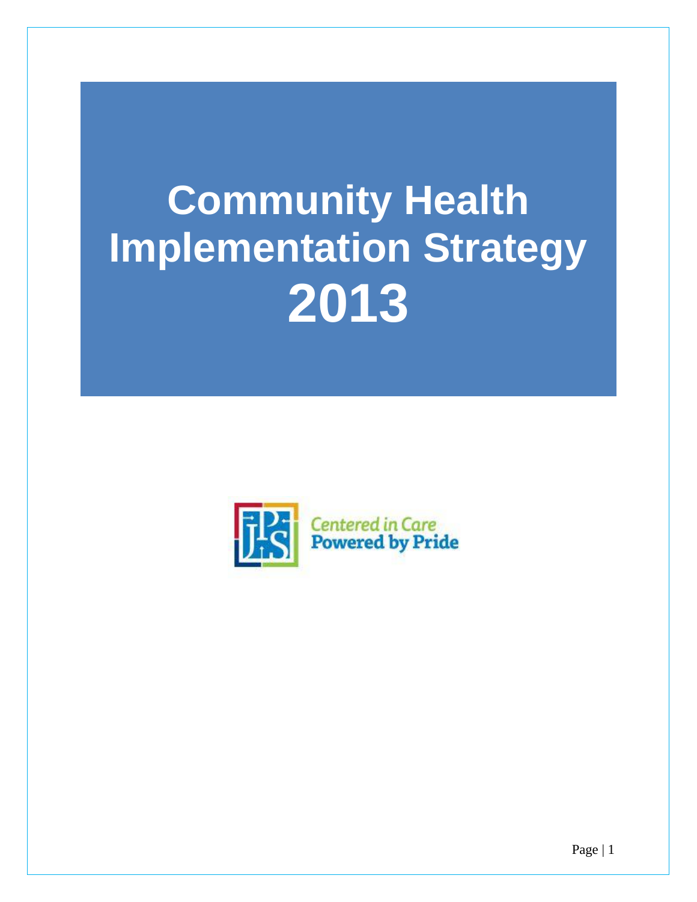# Community Health Implementation Strategy 2013

Centered in Care
Powered by Pride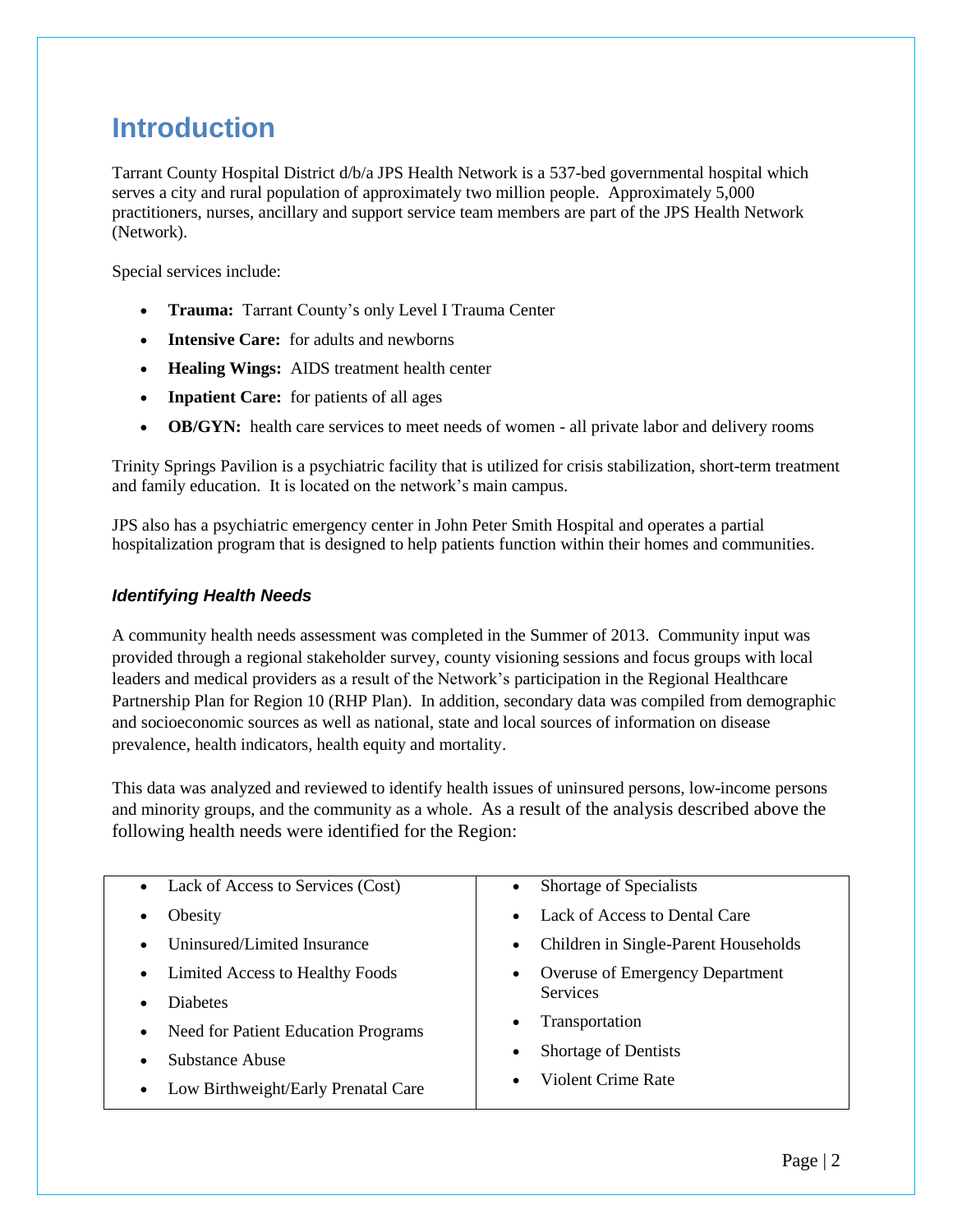# Introduction

Tarrant County Hospital District d/b/a JPS Health Network is a 537-bed governmental hospital which serves a city and rural population of approximately two million people. Approximately 5,000 practitioners, nurses, ancillary and support service team members are part of the JPS Health Network (Network).

Special services include:

- **Trauma:** Tarrant County's only Level I Trauma Center
- **Intensive Care:** for adults and newborns
- **Healing Wings:** AIDS treatment health center
- **Inpatient Care:** for patients of all ages
- **OB/GYN:** health care services to meet needs of women - all private labor and delivery rooms

Trinity Springs Pavilion is a psychiatric facility that is utilized for crisis stabilization, short-term treatment and family education. It is located on the network's main campus.

JPS also has a psychiatric emergency center in John Peter Smith Hospital and operates a partial hospitalization program that is designed to help patients function within their homes and communities.

### *Identifying Health Needs*

A community health needs assessment was completed in the Summer of 2013. Community input was provided through a regional stakeholder survey, county visioning sessions and focus groups with local leaders and medical providers as a result of the Network's participation in the Regional Healthcare Partnership Plan for Region 10 (RHP Plan). In addition, secondary data was compiled from demographic and socioeconomic sources as well as national, state and local sources of information on disease prevalence, health indicators, health equity and mortality.

This data was analyzed and reviewed to identify health issues of uninsured persons, low-income persons and minority groups, and the community as a whole. As a result of the analysis described above the following health needs were identified for the Region:

- Lack of Access to Services (Cost)
- Obesity
- Uninsured/Limited Insurance
- Limited Access to Healthy Foods
- Diabetes
- Need for Patient Education Programs
- Substance Abuse
- Low Birthweight/Early Prenatal Care
- Shortage of Specialists
- Lack of Access to Dental Care
- Children in Single-Parent Households
- Overuse of Emergency Department Services
- Transportation
- Shortage of Dentists
- Violent Crime Rate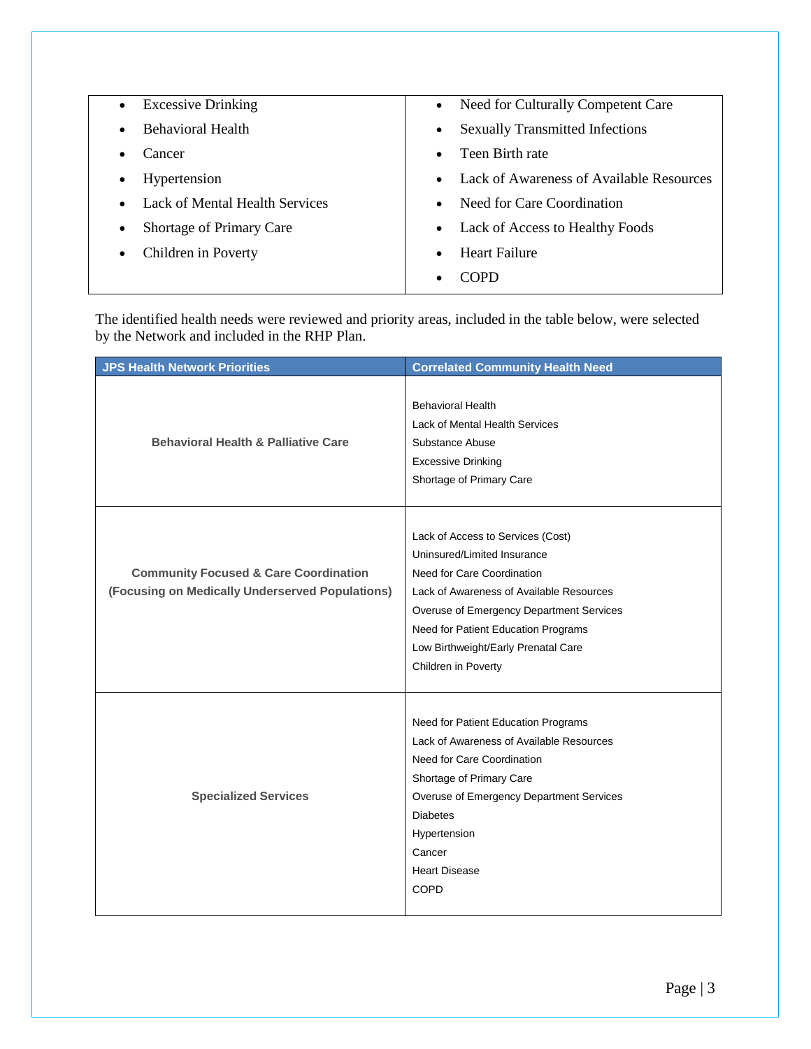| | |
|---|---|
| • Excessive Drinking<br>• Behavioral Health<br>• Cancer<br>• Hypertension<br>• Lack of Mental Health Services<br>• Shortage of Primary Care<br>• Children in Poverty | • Need for Culturally Competent Care<br>• Sexually Transmitted Infections<br>• Teen Birth rate<br>• Lack of Awareness of Available Resources<br>• Need for Care Coordination<br>• Lack of Access to Healthy Foods<br>• Heart Failure<br>• COPD |

The identified health needs were reviewed and priority areas, included in the table below, were selected by the Network and included in the RHP Plan.

| JPS Health Network Priorities | Correlated Community Health Need |
|---|---|
| **Behavioral Health & Palliative Care** | Behavioral Health<br>Lack of Mental Health Services<br>Substance Abuse<br>Excessive Drinking<br>Shortage of Primary Care |
| **Community Focused & Care Coordination (Focusing on Medically Underserved Populations)** | Lack of Access to Services (Cost)<br>Uninsured/Limited Insurance<br>Need for Care Coordination<br>Lack of Awareness of Available Resources<br>Overuse of Emergency Department Services<br>Need for Patient Education Programs<br>Low Birthweight/Early Prenatal Care<br>Children in Poverty |
| **Specialized Services** | Need for Patient Education Programs<br>Lack of Awareness of Available Resources<br>Need for Care Coordination<br>Shortage of Primary Care<br>Overuse of Emergency Department Services<br>Diabetes<br>Hypertension<br>Cancer<br>Heart Disease<br>COPD |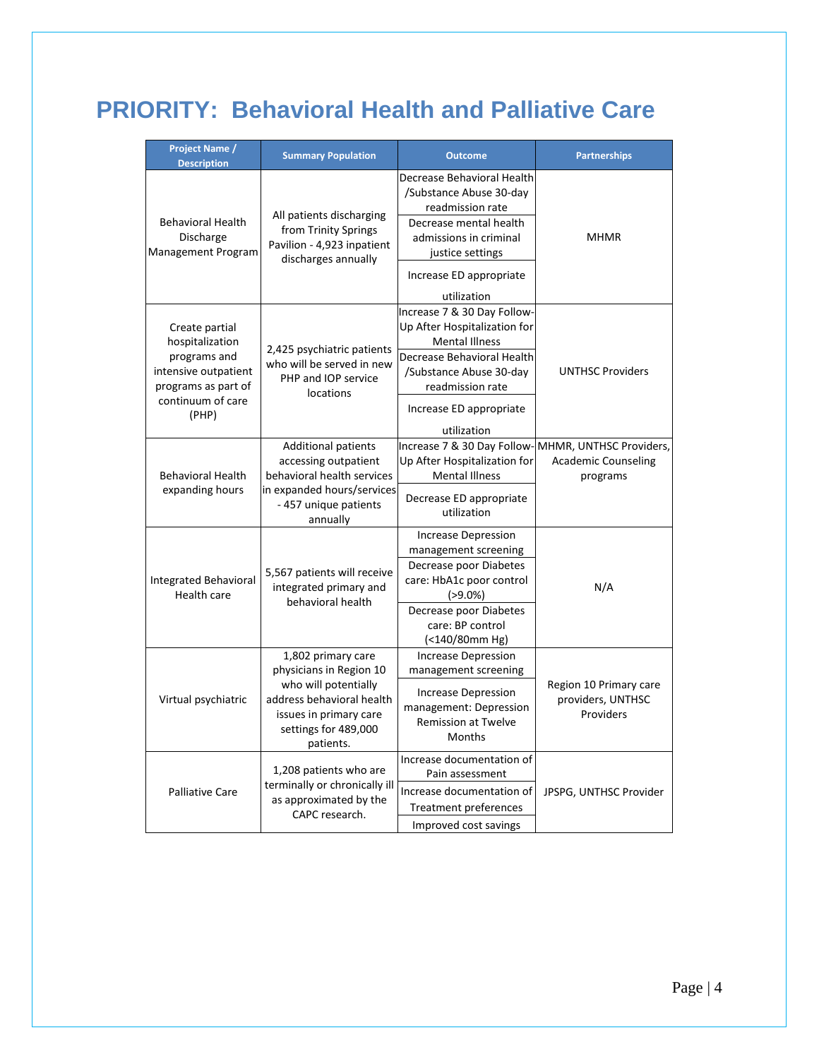# PRIORITY: Behavioral Health and Palliative Care

| Project Name / Description | Summary Population | Outcome | Partnerships |
|---|---|---|---|
| Behavioral Health Discharge Management Program | All patients discharging from Trinity Springs Pavilion - 4,923 inpatient discharges annually | Decrease Behavioral Health /Substance Abuse 30-day readmission rate | MHMR |
| | | Decrease mental health admissions in criminal justice settings | |
| | | Increase ED appropriate utilization | |
| Create partial hospitalization programs and intensive outpatient programs as part of continuum of care (PHP) | 2,425 psychiatric patients who will be served in new PHP and IOP service locations | Increase 7 & 30 Day Follow-Up After Hospitalization for Mental Illness | UNTHSC Providers |
| | | Decrease Behavioral Health /Substance Abuse 30-day readmission rate | |
| | | Increase ED appropriate utilization | |
| Behavioral Health expanding hours | Additional patients accessing outpatient behavioral health services in expanded hours/services - 457 unique patients annually | Increase 7 & 30 Day Follow-Up After Hospitalization for Mental Illness | MHMR, UNTHSC Providers, Academic Counseling programs |
| | | Decrease ED appropriate utilization | |
| Integrated Behavioral Health care | 5,567 patients will receive integrated primary and behavioral health | Increase Depression management screening | N/A |
| | | Decrease poor Diabetes care: HbA1c poor control (>9.0%) | |
| | | Decrease poor Diabetes care: BP control (<140/80mm Hg) | |
| Virtual psychiatric | 1,802 primary care physicians in Region 10 who will potentially address behavioral health issues in primary care settings for 489,000 patients. | Increase Depression management screening | Region 10 Primary care providers, UNTHSC Providers |
| | | Increase Depression management: Depression Remission at Twelve Months | |
| Palliative Care | 1,208 patients who are terminally or chronically ill as approximated by the CAPC research. | Increase documentation of Pain assessment | JPSPG, UNTHSC Provider |
| | | Increase documentation of Treatment preferences | |
| | | Improved cost savings | |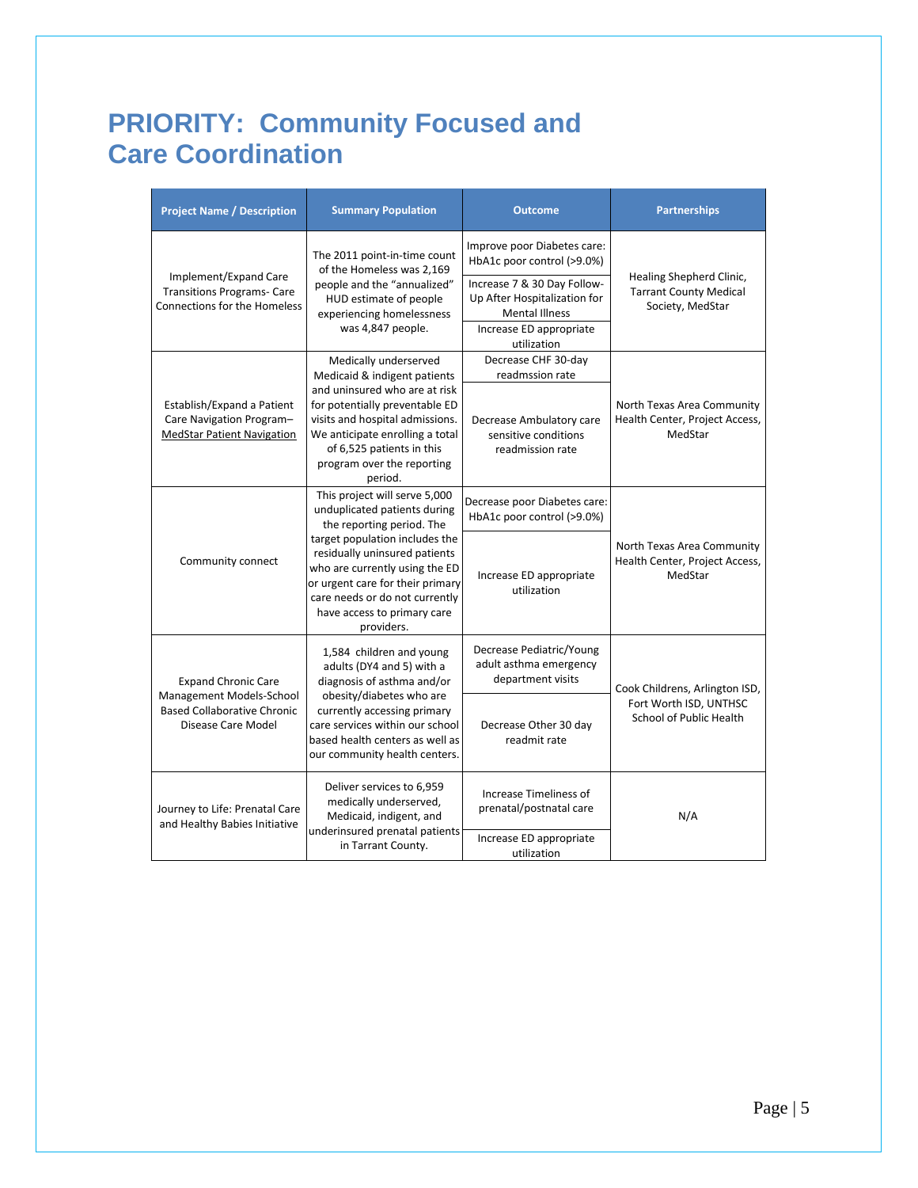# PRIORITY: Community Focused and Care Coordination

| Project Name / Description | Summary Population | Outcome | Partnerships |
|---|---|---|---|
| Implement/Expand Care Transitions Programs- Care Connections for the Homeless | The 2011 point-in-time count of the Homeless was 2,169 people and the "annualized" HUD estimate of people experiencing homelessness was 4,847 people. | Improve poor Diabetes care: HbA1c poor control (>9.0%) | Healing Shepherd Clinic, Tarrant County Medical Society, MedStar |
| | | Increase 7 & 30 Day Follow-Up After Hospitalization for Mental Illness | |
| | | Increase ED appropriate utilization | |
| Establish/Expand a Patient Care Navigation Program– MedStar Patient Navigation | Medically underserved Medicaid & indigent patients and uninsured who are at risk for potentially preventable ED visits and hospital admissions. We anticipate enrolling a total of 6,525 patients in this program over the reporting period. | Decrease CHF 30-day readmssion rate | North Texas Area Community Health Center, Project Access, MedStar |
| | | Decrease Ambulatory care sensitive conditions readmission rate | |
| Community connect | This project will serve 5,000 unduplicated patients during the reporting period. The target population includes the residually uninsured patients who are currently using the ED or urgent care for their primary care needs or do not currently have access to primary care providers. | Decrease poor Diabetes care: HbA1c poor control (>9.0%) | North Texas Area Community Health Center, Project Access, MedStar |
| | | Increase ED appropriate utilization | |
| Expand Chronic Care Management Models-School Based Collaborative Chronic Disease Care Model | 1,584 children and young adults (DY4 and 5) with a diagnosis of asthma and/or obesity/diabetes who are currently accessing primary care services within our school based health centers as well as our community health centers. | Decrease Pediatric/Young adult asthma emergency department visits | Cook Childrens, Arlington ISD, Fort Worth ISD, UNTHSC School of Public Health |
| | | Decrease Other 30 day readmit rate | |
| Journey to Life: Prenatal Care and Healthy Babies Initiative | Deliver services to 6,959 medically underserved, Medicaid, indigent, and underinsured prenatal patients in Tarrant County. | Increase Timeliness of prenatal/postnatal care | N/A |
| | | Increase ED appropriate utilization | |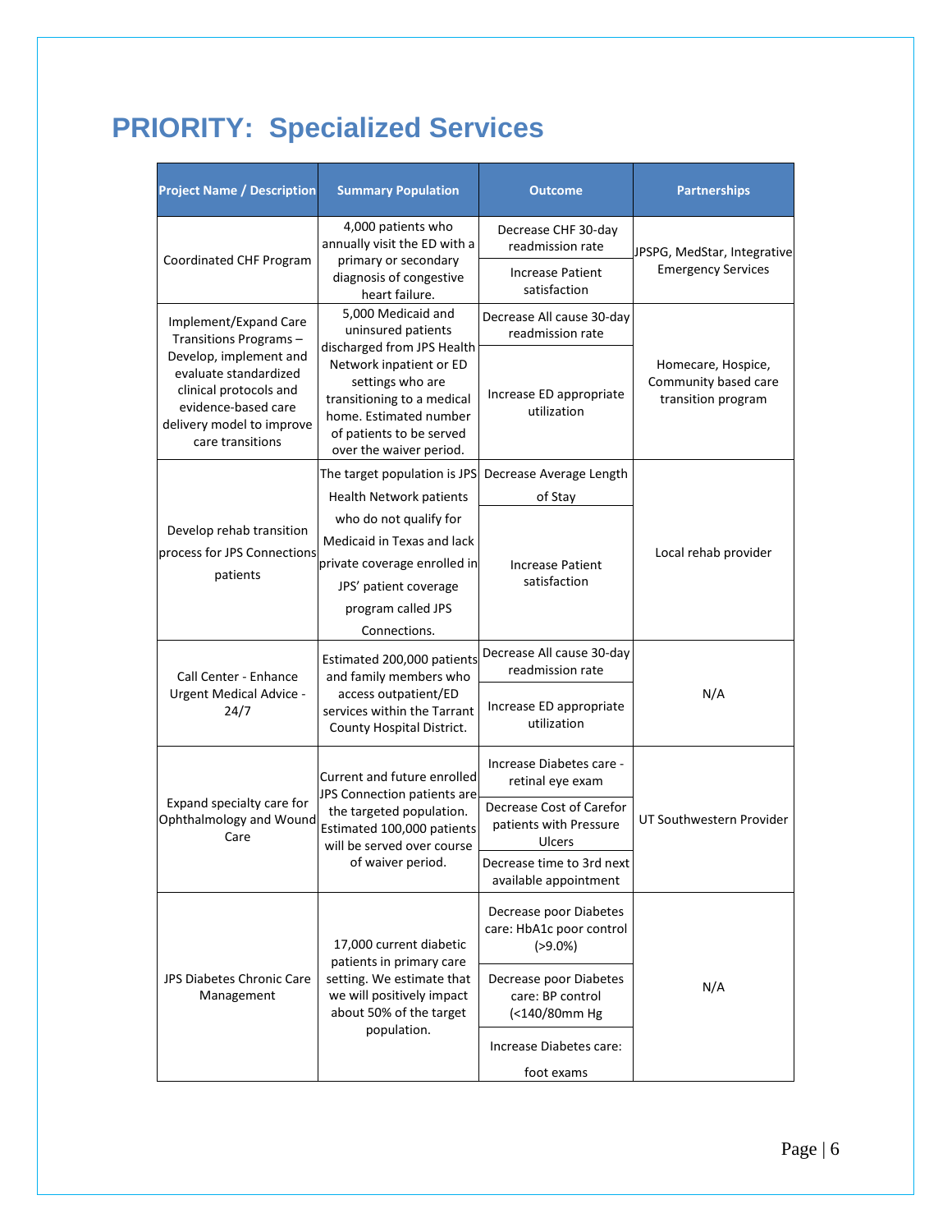# PRIORITY: Specialized Services

| Project Name / Description | Summary Population | Outcome | Partnerships |
|---|---|---|---|
| Coordinated CHF Program | 4,000 patients who annually visit the ED with a primary or secondary diagnosis of congestive heart failure. | Decrease CHF 30-day readmission rate | JPSPG, MedStar, Integrative Emergency Services |
| | | Increase Patient satisfaction | |
| Implement/Expand Care Transitions Programs – Develop, implement and evaluate standardized clinical protocols and evidence-based care delivery model to improve care transitions | 5,000 Medicaid and uninsured patients discharged from JPS Health Network inpatient or ED settings who are transitioning to a medical home. Estimated number of patients to be served over the waiver period. | Decrease All cause 30-day readmission rate | Homecare, Hospice, Community based care transition program |
| | | Increase ED appropriate utilization | |
| Develop rehab transition process for JPS Connections patients | The target population is JPS Health Network patients who do not qualify for Medicaid in Texas and lack private coverage enrolled in JPS' patient coverage program called JPS Connections. | Decrease Average Length of Stay | Local rehab provider |
| | | Increase Patient satisfaction | |
| Call Center - Enhance Urgent Medical Advice - 24/7 | Estimated 200,000 patients and family members who access outpatient/ED services within the Tarrant County Hospital District. | Decrease All cause 30-day readmission rate | N/A |
| | | Increase ED appropriate utilization | |
| Expand specialty care for Ophthalmology and Wound Care | Current and future enrolled JPS Connection patients are the targeted population. Estimated 100,000 patients will be served over course of waiver period. | Increase Diabetes care - retinal eye exam | UT Southwestern Provider |
| | | Decrease Cost of Carefor patients with Pressure Ulcers | |
| | | Decrease time to 3rd next available appointment | |
| JPS Diabetes Chronic Care Management | 17,000 current diabetic patients in primary care setting. We estimate that we will positively impact about 50% of the target population. | Decrease poor Diabetes care: HbA1c poor control (>9.0%) | N/A |
| | | Decrease poor Diabetes care: BP control (<140/80mm Hg | |
| | | Increase Diabetes care: foot exams | |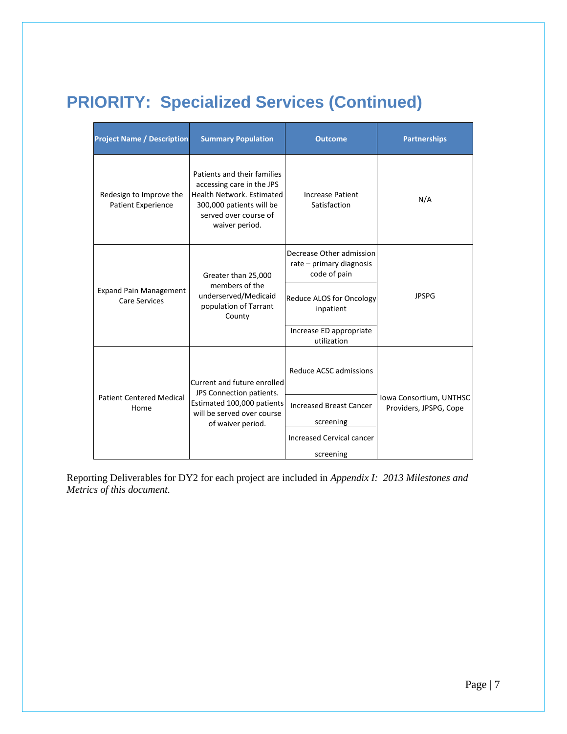# PRIORITY: Specialized Services (Continued)

| Project Name / Description | Summary Population | Outcome | Partnerships |
|---|---|---|---|
| Redesign to Improve the Patient Experience | Patients and their families accessing care in the JPS Health Network. Estimated 300,000 patients will be served over course of waiver period. | Increase Patient Satisfaction | N/A |
| Expand Pain Management Care Services | Greater than 25,000 members of the underserved/Medicaid population of Tarrant County | Decrease Other admission rate – primary diagnosis code of pain | JPSPG |
| | | Reduce ALOS for Oncology inpatient | |
| | | Increase ED appropriate utilization | |
| Patient Centered Medical Home | Current and future enrolled JPS Connection patients. Estimated 100,000 patients will be served over course of waiver period. | Reduce ACSC admissions | Iowa Consortium, UNTHSC Providers, JPSPG, Cope |
| | | Increased Breast Cancer screening | |
| | | Increased Cervical cancer screening | |

Reporting Deliverables for DY2 for each project are included in *Appendix I: 2013 Milestones and Metrics of this document.*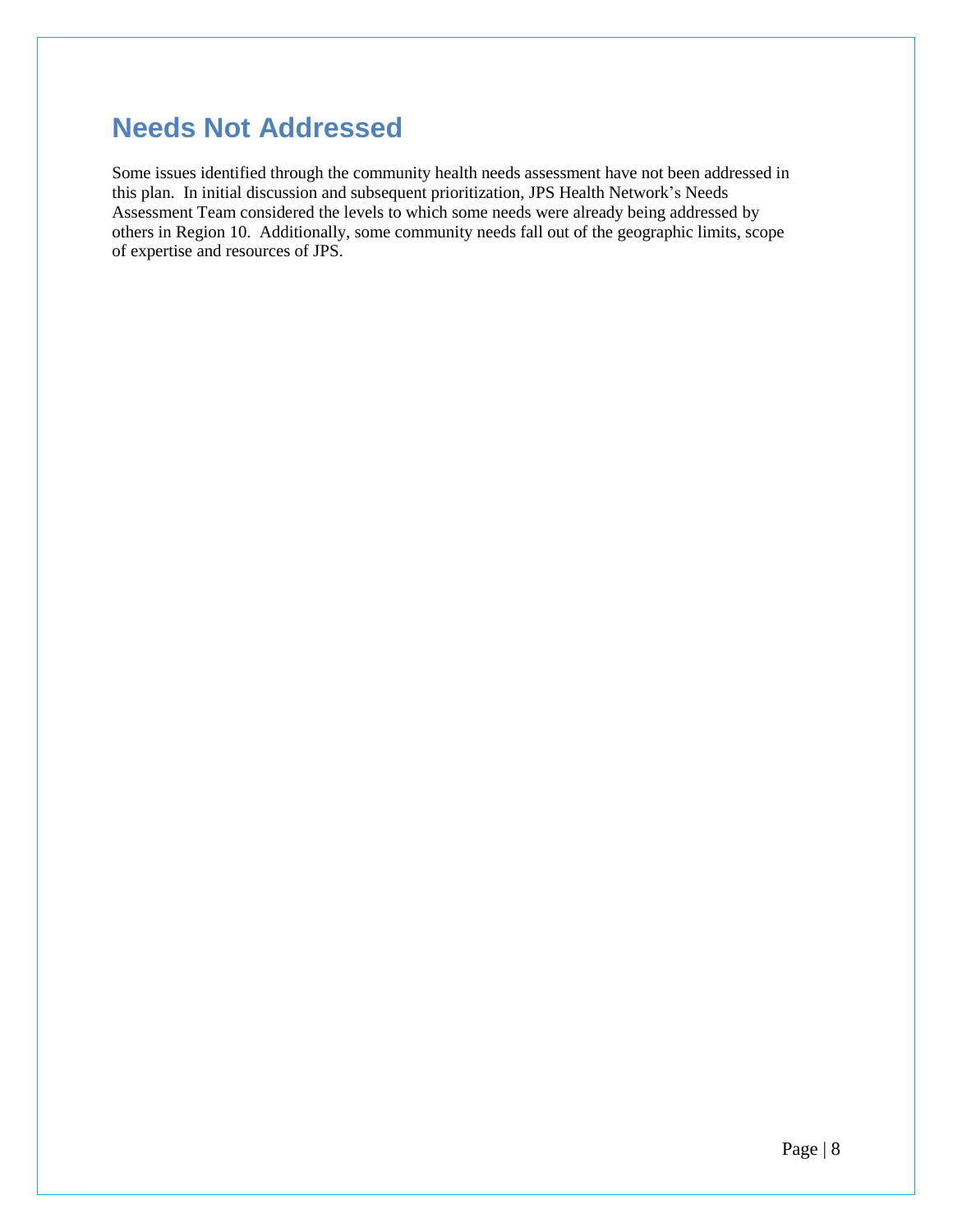# Needs Not Addressed

Some issues identified through the community health needs assessment have not been addressed in this plan. In initial discussion and subsequent prioritization, JPS Health Network's Needs Assessment Team considered the levels to which some needs were already being addressed by others in Region 10. Additionally, some community needs fall out of the geographic limits, scope of expertise and resources of JPS.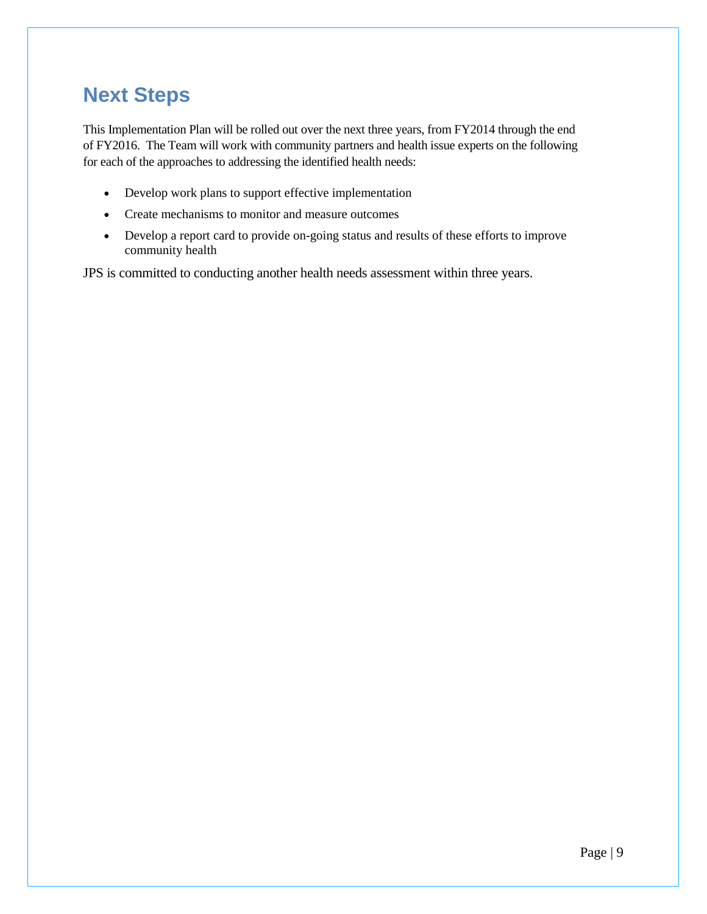## Next Steps

This Implementation Plan will be rolled out over the next three years, from FY2014 through the end of FY2016. The Team will work with community partners and health issue experts on the following for each of the approaches to addressing the identified health needs:

- Develop work plans to support effective implementation
- Create mechanisms to monitor and measure outcomes
- Develop a report card to provide on-going status and results of these efforts to improve community health

JPS is committed to conducting another health needs assessment within three years.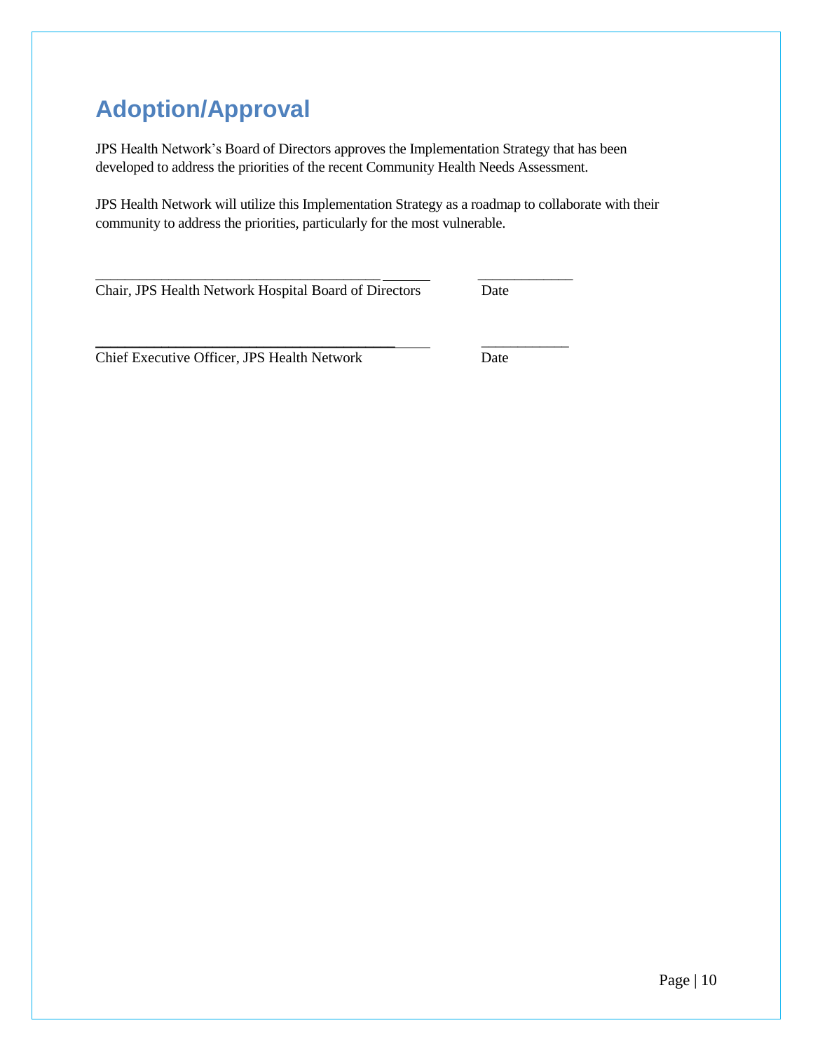# Adoption/Approval

JPS Health Network's Board of Directors approves the Implementation Strategy that has been developed to address the priorities of the recent Community Health Needs Assessment.

JPS Health Network will utilize this Implementation Strategy as a roadmap to collaborate with their community to address the priorities, particularly for the most vulnerable.

_______________________________________________ ____________

Chair, JPS Health Network Hospital Board of Directors Date

_______________________________________________ ____________

Chief Executive Officer, JPS Health Network Date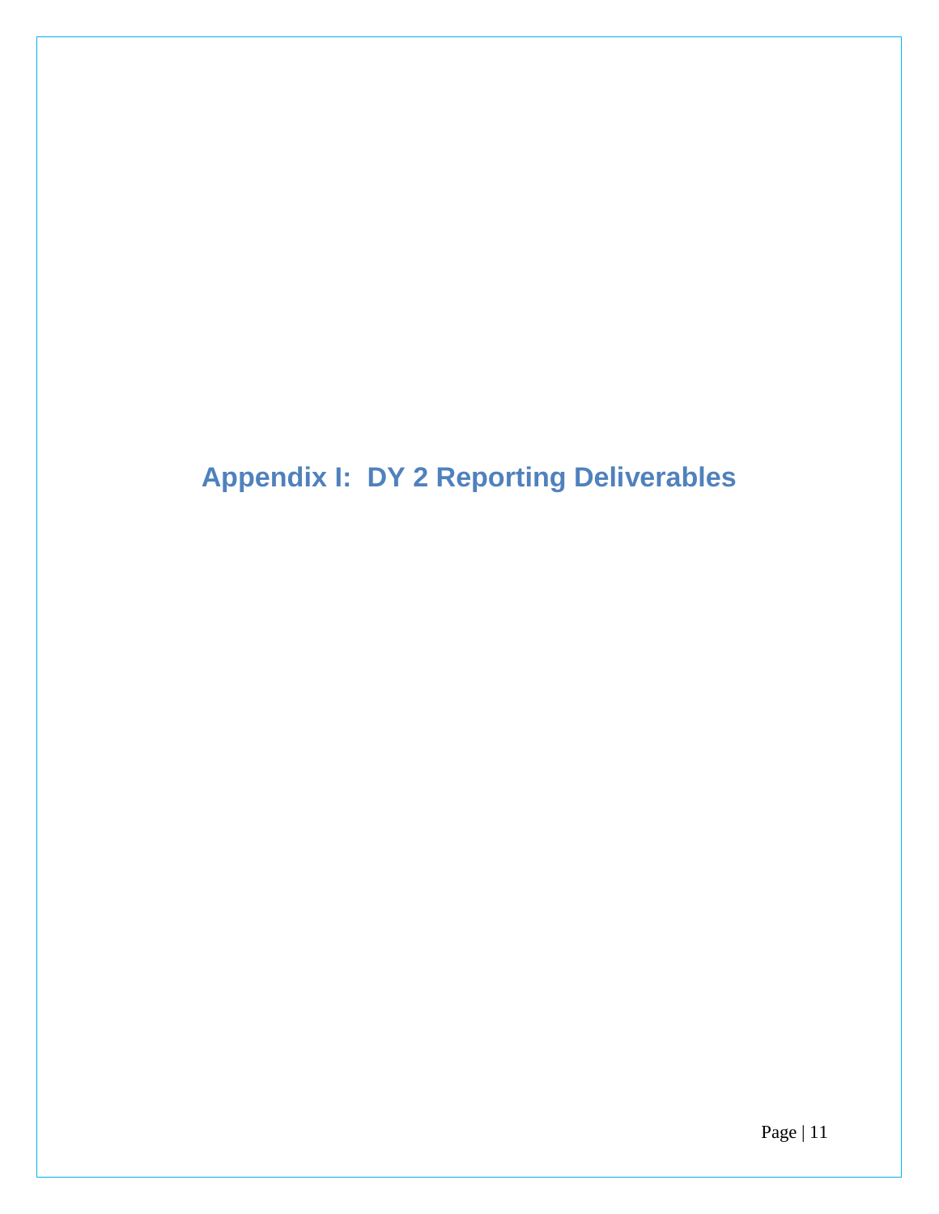# Appendix I:  DY 2 Reporting Deliverables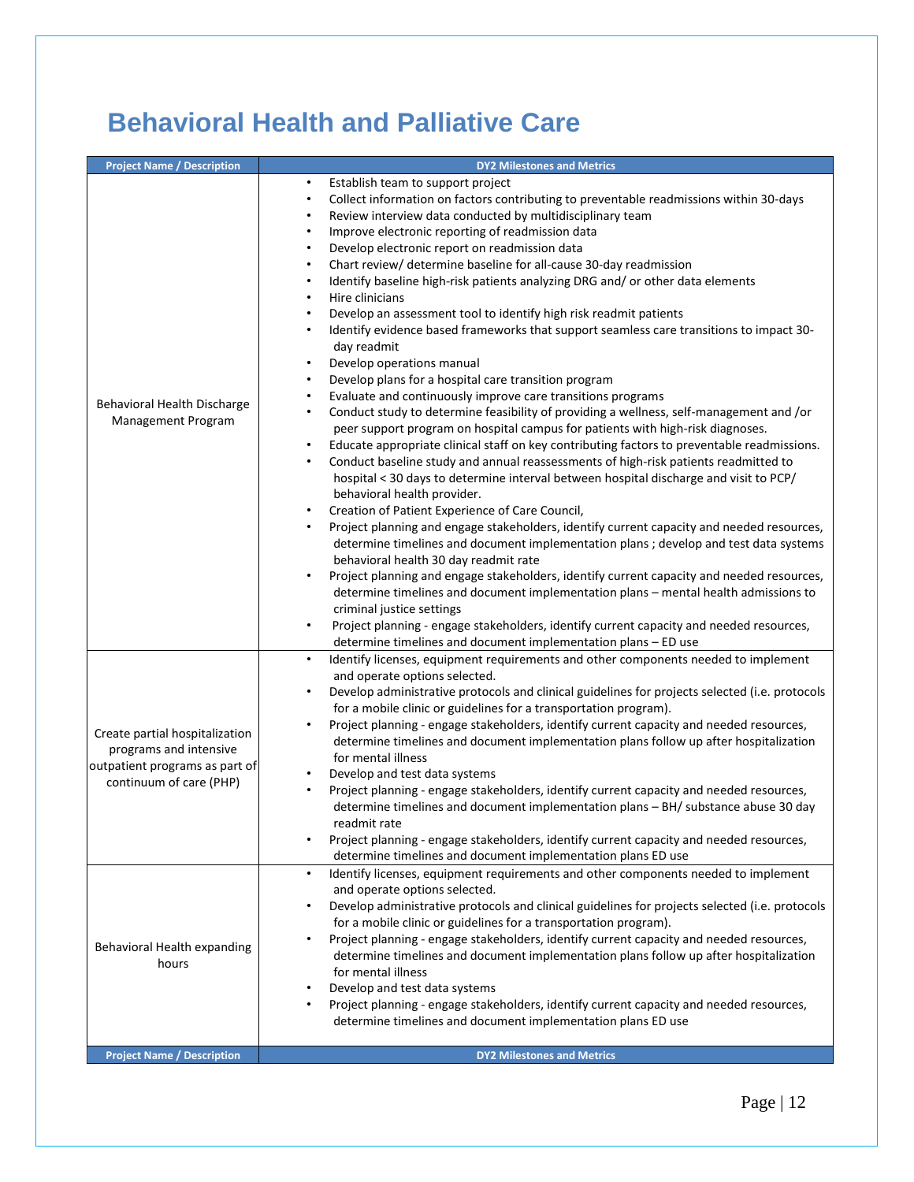# Behavioral Health and Palliative Care

| Project Name / Description | DY2 Milestones and Metrics |
|---|---|
| Behavioral Health Discharge Management Program | • Establish team to support project<br>• Collect information on factors contributing to preventable readmissions within 30-days<br>• Review interview data conducted by multidisciplinary team<br>• Improve electronic reporting of readmission data<br>• Develop electronic report on readmission data<br>• Chart review/ determine baseline for all-cause 30-day readmission<br>• Identify baseline high-risk patients analyzing DRG and/ or other data elements<br>• Hire clinicians<br>• Develop an assessment tool to identify high risk readmit patients<br>• Identify evidence based frameworks that support seamless care transitions to impact 30-day readmit<br>• Develop operations manual<br>• Develop plans for a hospital care transition program<br>• Evaluate and continuously improve care transitions programs<br>• Conduct study to determine feasibility of providing a wellness, self-management and /or peer support program on hospital campus for patients with high-risk diagnoses.<br>• Educate appropriate clinical staff on key contributing factors to preventable readmissions.<br>• Conduct baseline study and annual reassessments of high-risk patients readmitted to hospital < 30 days to determine interval between hospital discharge and visit to PCP/ behavioral health provider.<br>• Creation of Patient Experience of Care Council,<br>• Project planning and engage stakeholders, identify current capacity and needed resources, determine timelines and document implementation plans ; develop and test data systems behavioral health 30 day readmit rate<br>• Project planning and engage stakeholders, identify current capacity and needed resources, determine timelines and document implementation plans – mental health admissions to criminal justice settings<br>• Project planning - engage stakeholders, identify current capacity and needed resources, determine timelines and document implementation plans – ED use |
| Create partial hospitalization programs and intensive outpatient programs as part of continuum of care (PHP) | • Identify licenses, equipment requirements and other components needed to implement and operate options selected.<br>• Develop administrative protocols and clinical guidelines for projects selected (i.e. protocols for a mobile clinic or guidelines for a transportation program).<br>• Project planning - engage stakeholders, identify current capacity and needed resources, determine timelines and document implementation plans follow up after hospitalization for mental illness<br>• Develop and test data systems<br>• Project planning - engage stakeholders, identify current capacity and needed resources, determine timelines and document implementation plans – BH/ substance abuse 30 day readmit rate<br>• Project planning - engage stakeholders, identify current capacity and needed resources, determine timelines and document implementation plans ED use |
| Behavioral Health expanding hours | • Identify licenses, equipment requirements and other components needed to implement and operate options selected.<br>• Develop administrative protocols and clinical guidelines for projects selected (i.e. protocols for a mobile clinic or guidelines for a transportation program).<br>• Project planning - engage stakeholders, identify current capacity and needed resources, determine timelines and document implementation plans follow up after hospitalization for mental illness<br>• Develop and test data systems<br>• Project planning - engage stakeholders, identify current capacity and needed resources, determine timelines and document implementation plans ED use |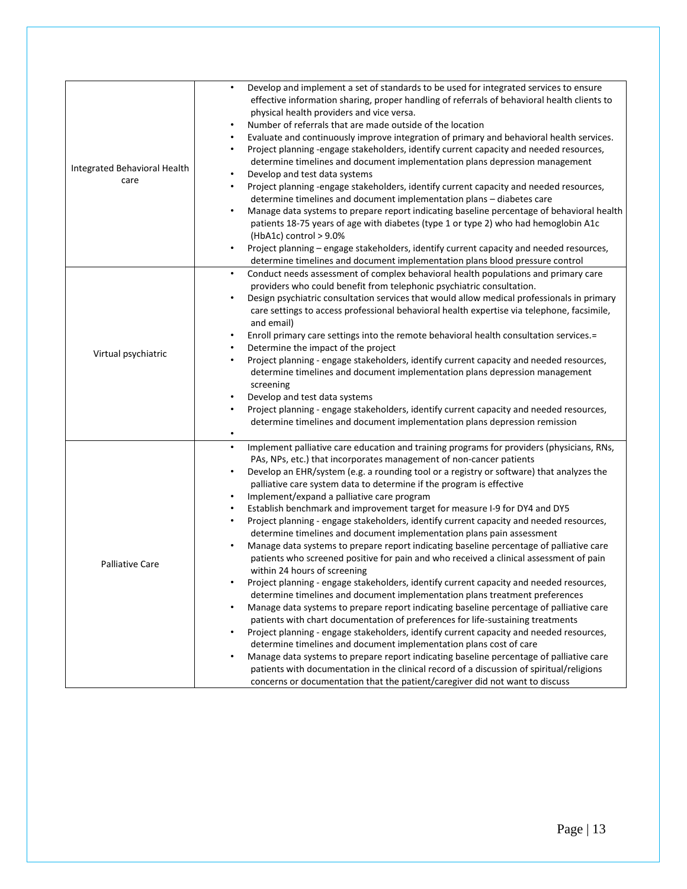| | |
|---|---|
| Integrated Behavioral Health care | • Develop and implement a set of standards to be used for integrated services to ensure effective information sharing, proper handling of referrals of behavioral health clients to physical health providers and vice versa.<br>• Number of referrals that are made outside of the location<br>• Evaluate and continuously improve integration of primary and behavioral health services.<br>• Project planning -engage stakeholders, identify current capacity and needed resources, determine timelines and document implementation plans depression management<br>• Develop and test data systems<br>• Project planning -engage stakeholders, identify current capacity and needed resources, determine timelines and document implementation plans – diabetes care<br>• Manage data systems to prepare report indicating baseline percentage of behavioral health patients 18-75 years of age with diabetes (type 1 or type 2) who had hemoglobin A1c (HbA1c) control > 9.0%<br>• Project planning – engage stakeholders, identify current capacity and needed resources, determine timelines and document implementation plans blood pressure control |
| Virtual psychiatric | • Conduct needs assessment of complex behavioral health populations and primary care providers who could benefit from telephonic psychiatric consultation.<br>• Design psychiatric consultation services that would allow medical professionals in primary care settings to access professional behavioral health expertise via telephone, facsimile, and email)<br>• Enroll primary care settings into the remote behavioral health consultation services.=<br>• Determine the impact of the project<br>• Project planning - engage stakeholders, identify current capacity and needed resources, determine timelines and document implementation plans depression management screening<br>• Develop and test data systems<br>• Project planning - engage stakeholders, identify current capacity and needed resources, determine timelines and document implementation plans depression remission<br>• |
| Palliative Care | • Implement palliative care education and training programs for providers (physicians, RNs, PAs, NPs, etc.) that incorporates management of non-cancer patients<br>• Develop an EHR/system (e.g. a rounding tool or a registry or software) that analyzes the palliative care system data to determine if the program is effective<br>• Implement/expand a palliative care program<br>• Establish benchmark and improvement target for measure I-9 for DY4 and DY5<br>• Project planning - engage stakeholders, identify current capacity and needed resources, determine timelines and document implementation plans pain assessment<br>• Manage data systems to prepare report indicating baseline percentage of palliative care patients who screened positive for pain and who received a clinical assessment of pain within 24 hours of screening<br>• Project planning - engage stakeholders, identify current capacity and needed resources, determine timelines and document implementation plans treatment preferences<br>• Manage data systems to prepare report indicating baseline percentage of palliative care patients with chart documentation of preferences for life-sustaining treatments<br>• Project planning - engage stakeholders, identify current capacity and needed resources, determine timelines and document implementation plans cost of care<br>• Manage data systems to prepare report indicating baseline percentage of palliative care patients with documentation in the clinical record of a discussion of spiritual/religions concerns or documentation that the patient/caregiver did not want to discuss |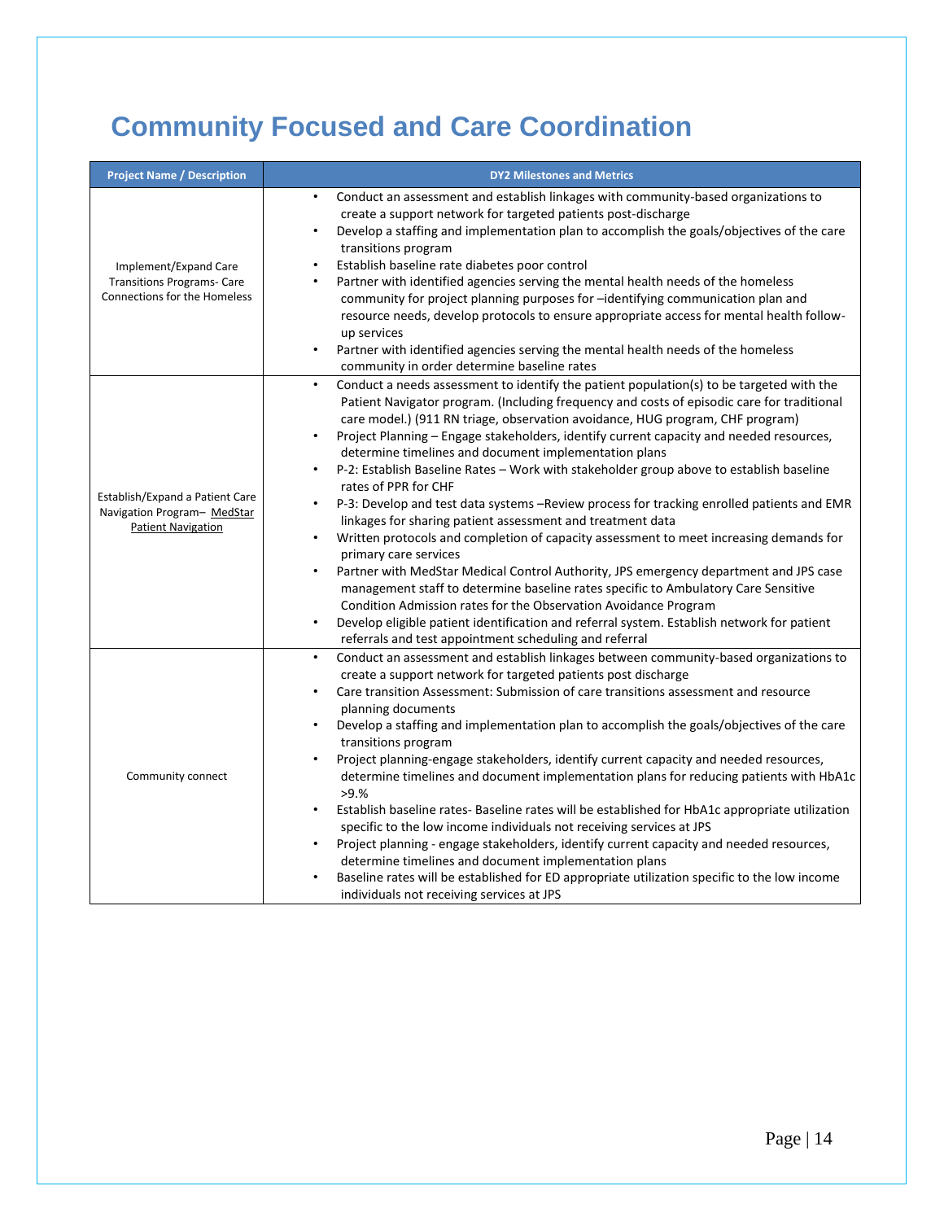# Community Focused and Care Coordination

| Project Name / Description | DY2 Milestones and Metrics |
|---|---|
| Implement/Expand Care Transitions Programs- Care Connections for the Homeless | • Conduct an assessment and establish linkages with community-based organizations to create a support network for targeted patients post-discharge<br>• Develop a staffing and implementation plan to accomplish the goals/objectives of the care transitions program<br>• Establish baseline rate diabetes poor control<br>• Partner with identified agencies serving the mental health needs of the homeless community for project planning purposes for –identifying communication plan and resource needs, develop protocols to ensure appropriate access for mental health follow-up services<br>• Partner with identified agencies serving the mental health needs of the homeless community in order determine baseline rates |
| Establish/Expand a Patient Care Navigation Program– MedStar Patient Navigation | • Conduct a needs assessment to identify the patient population(s) to be targeted with the Patient Navigator program. (Including frequency and costs of episodic care for traditional care model.) (911 RN triage, observation avoidance, HUG program, CHF program)<br>• Project Planning – Engage stakeholders, identify current capacity and needed resources, determine timelines and document implementation plans<br>• P-2: Establish Baseline Rates – Work with stakeholder group above to establish baseline rates of PPR for CHF<br>• P-3: Develop and test data systems –Review process for tracking enrolled patients and EMR linkages for sharing patient assessment and treatment data<br>• Written protocols and completion of capacity assessment to meet increasing demands for primary care services<br>• Partner with MedStar Medical Control Authority, JPS emergency department and JPS case management staff to determine baseline rates specific to Ambulatory Care Sensitive Condition Admission rates for the Observation Avoidance Program<br>• Develop eligible patient identification and referral system. Establish network for patient referrals and test appointment scheduling and referral |
| Community connect | • Conduct an assessment and establish linkages between community-based organizations to create a support network for targeted patients post discharge<br>• Care transition Assessment: Submission of care transitions assessment and resource planning documents<br>• Develop a staffing and implementation plan to accomplish the goals/objectives of the care transitions program<br>• Project planning-engage stakeholders, identify current capacity and needed resources, determine timelines and document implementation plans for reducing patients with HbA1c >9.%<br>• Establish baseline rates- Baseline rates will be established for HbA1c appropriate utilization specific to the low income individuals not receiving services at JPS<br>• Project planning - engage stakeholders, identify current capacity and needed resources, determine timelines and document implementation plans<br>• Baseline rates will be established for ED appropriate utilization specific to the low income individuals not receiving services at JPS |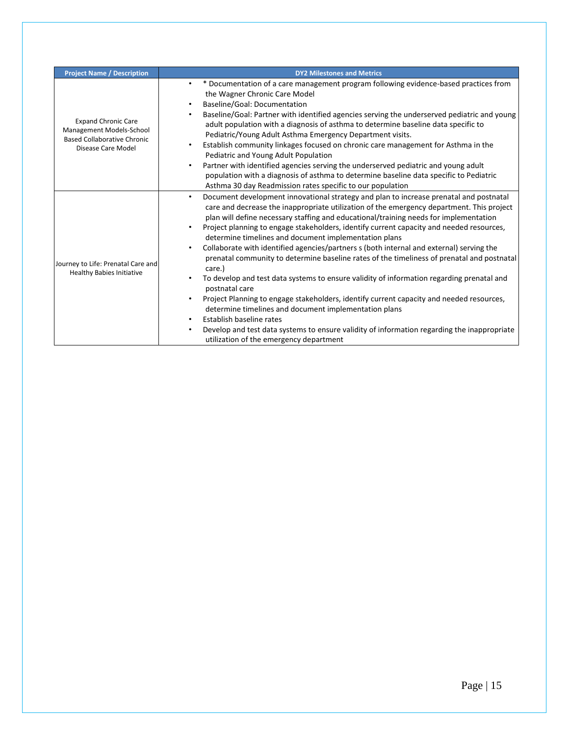| Project Name / Description | DY2 Milestones and Metrics |
|---|---|
| Expand Chronic Care Management Models-School Based Collaborative Chronic Disease Care Model | • * Documentation of a care management program following evidence-based practices from the Wagner Chronic Care Model<br>• Baseline/Goal: Documentation<br>• Baseline/Goal: Partner with identified agencies serving the underserved pediatric and young adult population with a diagnosis of asthma to determine baseline data specific to Pediatric/Young Adult Asthma Emergency Department visits.<br>• Establish community linkages focused on chronic care management for Asthma in the Pediatric and Young Adult Population<br>• Partner with identified agencies serving the underserved pediatric and young adult population with a diagnosis of asthma to determine baseline data specific to Pediatric Asthma 30 day Readmission rates specific to our population |
| Journey to Life: Prenatal Care and Healthy Babies Initiative | • Document development innovational strategy and plan to increase prenatal and postnatal care and decrease the inappropriate utilization of the emergency department. This project plan will define necessary staffing and educational/training needs for implementation<br>• Project planning to engage stakeholders, identify current capacity and needed resources, determine timelines and document implementation plans<br>• Collaborate with identified agencies/partners s (both internal and external) serving the prenatal community to determine baseline rates of the timeliness of prenatal and postnatal care.)<br>• To develop and test data systems to ensure validity of information regarding prenatal and postnatal care<br>• Project Planning to engage stakeholders, identify current capacity and needed resources, determine timelines and document implementation plans<br>• Establish baseline rates<br>• Develop and test data systems to ensure validity of information regarding the inappropriate utilization of the emergency department |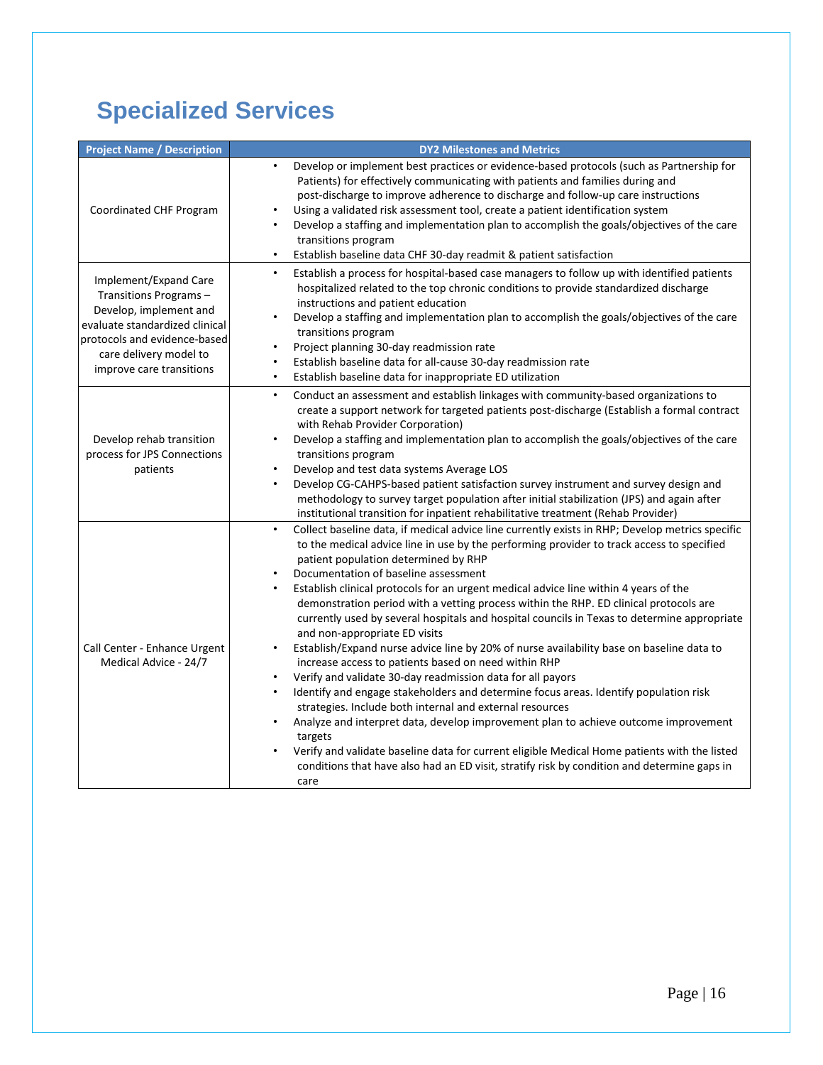# Specialized Services

| Project Name / Description | DY2 Milestones and Metrics |
|---|---|
| Coordinated CHF Program | • Develop or implement best practices or evidence-based protocols (such as Partnership for Patients) for effectively communicating with patients and families during and post-discharge to improve adherence to discharge and follow-up care instructions<br>• Using a validated risk assessment tool, create a patient identification system<br>• Develop a staffing and implementation plan to accomplish the goals/objectives of the care transitions program<br>• Establish baseline data CHF 30-day readmit & patient satisfaction |
| Implement/Expand Care Transitions Programs – Develop, implement and evaluate standardized clinical protocols and evidence-based care delivery model to improve care transitions | • Establish a process for hospital-based case managers to follow up with identified patients hospitalized related to the top chronic conditions to provide standardized discharge instructions and patient education<br>• Develop a staffing and implementation plan to accomplish the goals/objectives of the care transitions program<br>• Project planning 30-day readmission rate<br>• Establish baseline data for all-cause 30-day readmission rate<br>• Establish baseline data for inappropriate ED utilization |
| Develop rehab transition process for JPS Connections patients | • Conduct an assessment and establish linkages with community-based organizations to create a support network for targeted patients post-discharge (Establish a formal contract with Rehab Provider Corporation)<br>• Develop a staffing and implementation plan to accomplish the goals/objectives of the care transitions program<br>• Develop and test data systems Average LOS<br>• Develop CG-CAHPS-based patient satisfaction survey instrument and survey design and methodology to survey target population after initial stabilization (JPS) and again after institutional transition for inpatient rehabilitative treatment (Rehab Provider) |
| Call Center - Enhance Urgent Medical Advice - 24/7 | • Collect baseline data, if medical advice line currently exists in RHP; Develop metrics specific to the medical advice line in use by the performing provider to track access to specified patient population determined by RHP<br>• Documentation of baseline assessment<br>• Establish clinical protocols for an urgent medical advice line within 4 years of the demonstration period with a vetting process within the RHP. ED clinical protocols are currently used by several hospitals and hospital councils in Texas to determine appropriate and non-appropriate ED visits<br>• Establish/Expand nurse advice line by 20% of nurse availability base on baseline data to increase access to patients based on need within RHP<br>• Verify and validate 30-day readmission data for all payors<br>• Identify and engage stakeholders and determine focus areas. Identify population risk strategies. Include both internal and external resources<br>• Analyze and interpret data, develop improvement plan to achieve outcome improvement targets<br>• Verify and validate baseline data for current eligible Medical Home patients with the listed conditions that have also had an ED visit, stratify risk by condition and determine gaps in care |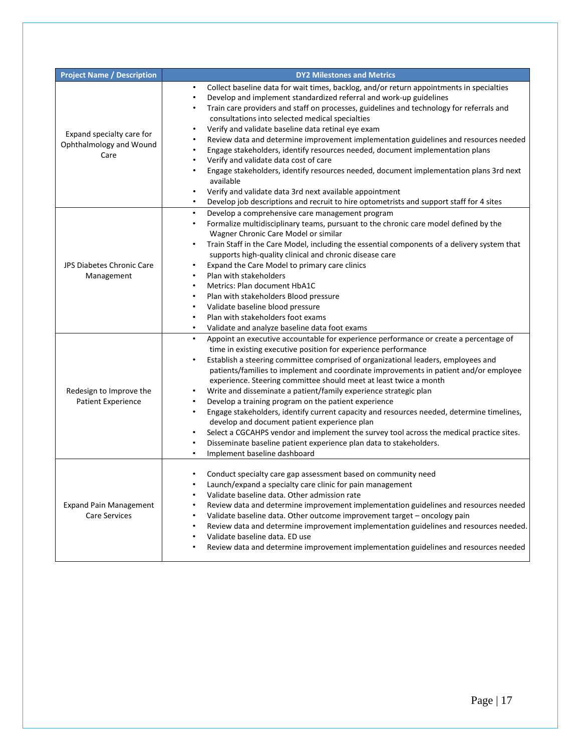| Project Name / Description | DY2 Milestones and Metrics |
| --- | --- |
| Expand specialty care for Ophthalmology and Wound Care | • Collect baseline data for wait times, backlog, and/or return appointments in specialties<br>• Develop and implement standardized referral and work-up guidelines<br>• Train care providers and staff on processes, guidelines and technology for referrals and consultations into selected medical specialties<br>• Verify and validate baseline data retinal eye exam<br>• Review data and determine improvement implementation guidelines and resources needed<br>• Engage stakeholders, identify resources needed, document implementation plans<br>• Verify and validate data cost of care<br>• Engage stakeholders, identify resources needed, document implementation plans 3rd next available<br>• Verify and validate data 3rd next available appointment<br>• Develop job descriptions and recruit to hire optometrists and support staff for 4 sites |
| JPS Diabetes Chronic Care Management | • Develop a comprehensive care management program<br>• Formalize multidisciplinary teams, pursuant to the chronic care model defined by the Wagner Chronic Care Model or similar<br>• Train Staff in the Care Model, including the essential components of a delivery system that supports high-quality clinical and chronic disease care<br>• Expand the Care Model to primary care clinics<br>• Plan with stakeholders<br>• Metrics: Plan document HbA1C<br>• Plan with stakeholders Blood pressure<br>• Validate baseline blood pressure<br>• Plan with stakeholders foot exams<br>• Validate and analyze baseline data foot exams |
| Redesign to Improve the Patient Experience | • Appoint an executive accountable for experience performance or create a percentage of time in existing executive position for experience performance<br>• Establish a steering committee comprised of organizational leaders, employees and patients/families to implement and coordinate improvements in patient and/or employee experience. Steering committee should meet at least twice a month<br>• Write and disseminate a patient/family experience strategic plan<br>• Develop a training program on the patient experience<br>• Engage stakeholders, identify current capacity and resources needed, determine timelines, develop and document patient experience plan<br>• Select a CGCAHPS vendor and implement the survey tool across the medical practice sites.<br>• Disseminate baseline patient experience plan data to stakeholders.<br>• Implement baseline dashboard |
| Expand Pain Management Care Services | • Conduct specialty care gap assessment based on community need<br>• Launch/expand a specialty care clinic for pain management<br>• Validate baseline data. Other admission rate<br>• Review data and determine improvement implementation guidelines and resources needed<br>• Validate baseline data. Other outcome improvement target – oncology pain<br>• Review data and determine improvement implementation guidelines and resources needed.<br>• Validate baseline data. ED use<br>• Review data and determine improvement implementation guidelines and resources needed |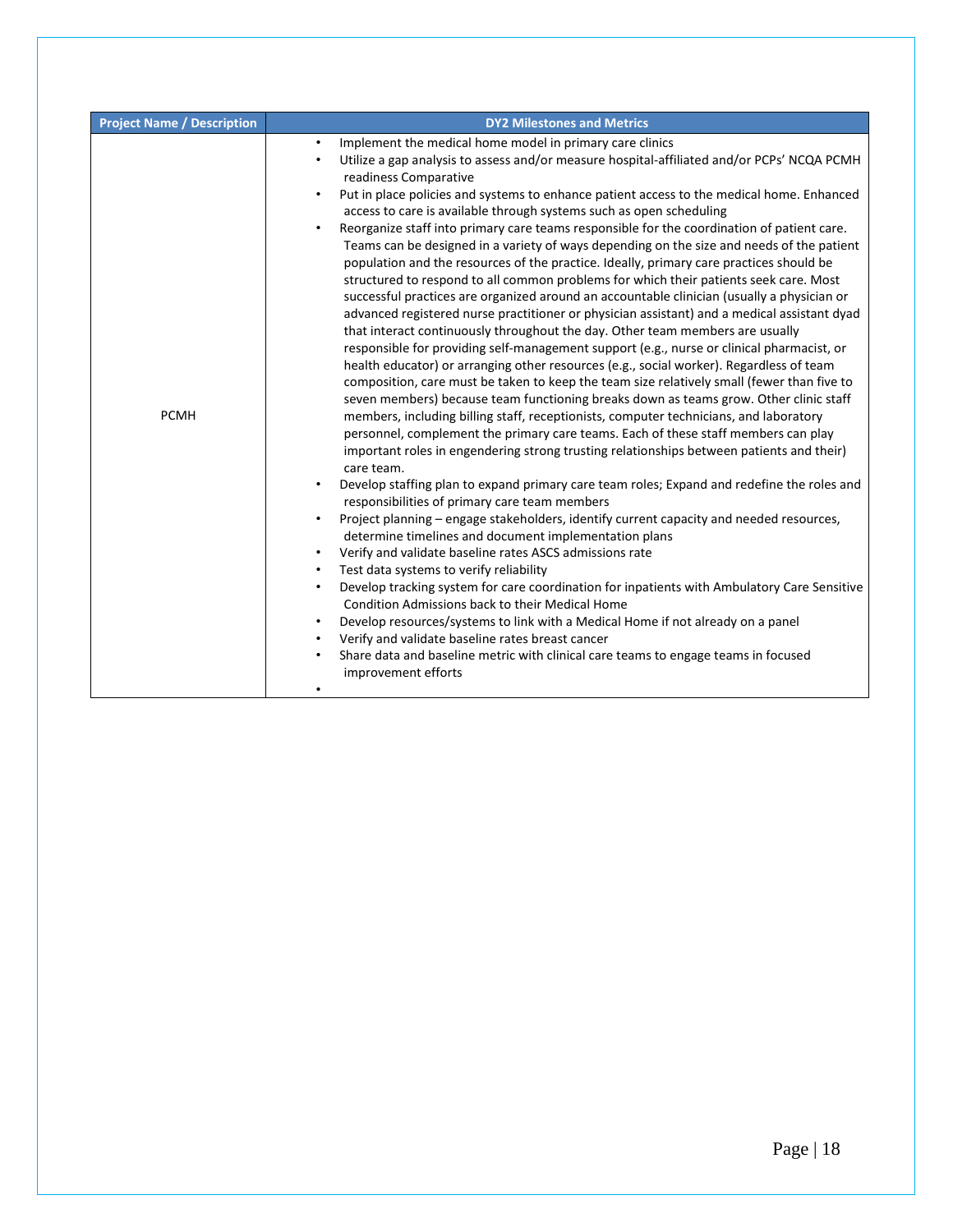| Project Name / Description | DY2 Milestones and Metrics |
|---|---|
| PCMH | • Implement the medical home model in primary care clinics<br>• Utilize a gap analysis to assess and/or measure hospital-affiliated and/or PCPs' NCQA PCMH readiness Comparative<br>• Put in place policies and systems to enhance patient access to the medical home. Enhanced access to care is available through systems such as open scheduling<br>• Reorganize staff into primary care teams responsible for the coordination of patient care. Teams can be designed in a variety of ways depending on the size and needs of the patient population and the resources of the practice. Ideally, primary care practices should be structured to respond to all common problems for which their patients seek care. Most successful practices are organized around an accountable clinician (usually a physician or advanced registered nurse practitioner or physician assistant) and a medical assistant dyad that interact continuously throughout the day. Other team members are usually responsible for providing self-management support (e.g., nurse or clinical pharmacist, or health educator) or arranging other resources (e.g., social worker). Regardless of team composition, care must be taken to keep the team size relatively small (fewer than five to seven members) because team functioning breaks down as teams grow. Other clinic staff members, including billing staff, receptionists, computer technicians, and laboratory personnel, complement the primary care teams. Each of these staff members can play important roles in engendering strong trusting relationships between patients and their) care team.<br>• Develop staffing plan to expand primary care team roles; Expand and redefine the roles and responsibilities of primary care team members<br>• Project planning – engage stakeholders, identify current capacity and needed resources, determine timelines and document implementation plans<br>• Verify and validate baseline rates ASCS admissions rate<br>• Test data systems to verify reliability<br>• Develop tracking system for care coordination for inpatients with Ambulatory Care Sensitive Condition Admissions back to their Medical Home<br>• Develop resources/systems to link with a Medical Home if not already on a panel<br>• Verify and validate baseline rates breast cancer<br>• Share data and baseline metric with clinical care teams to engage teams in focused improvement efforts<br>• |